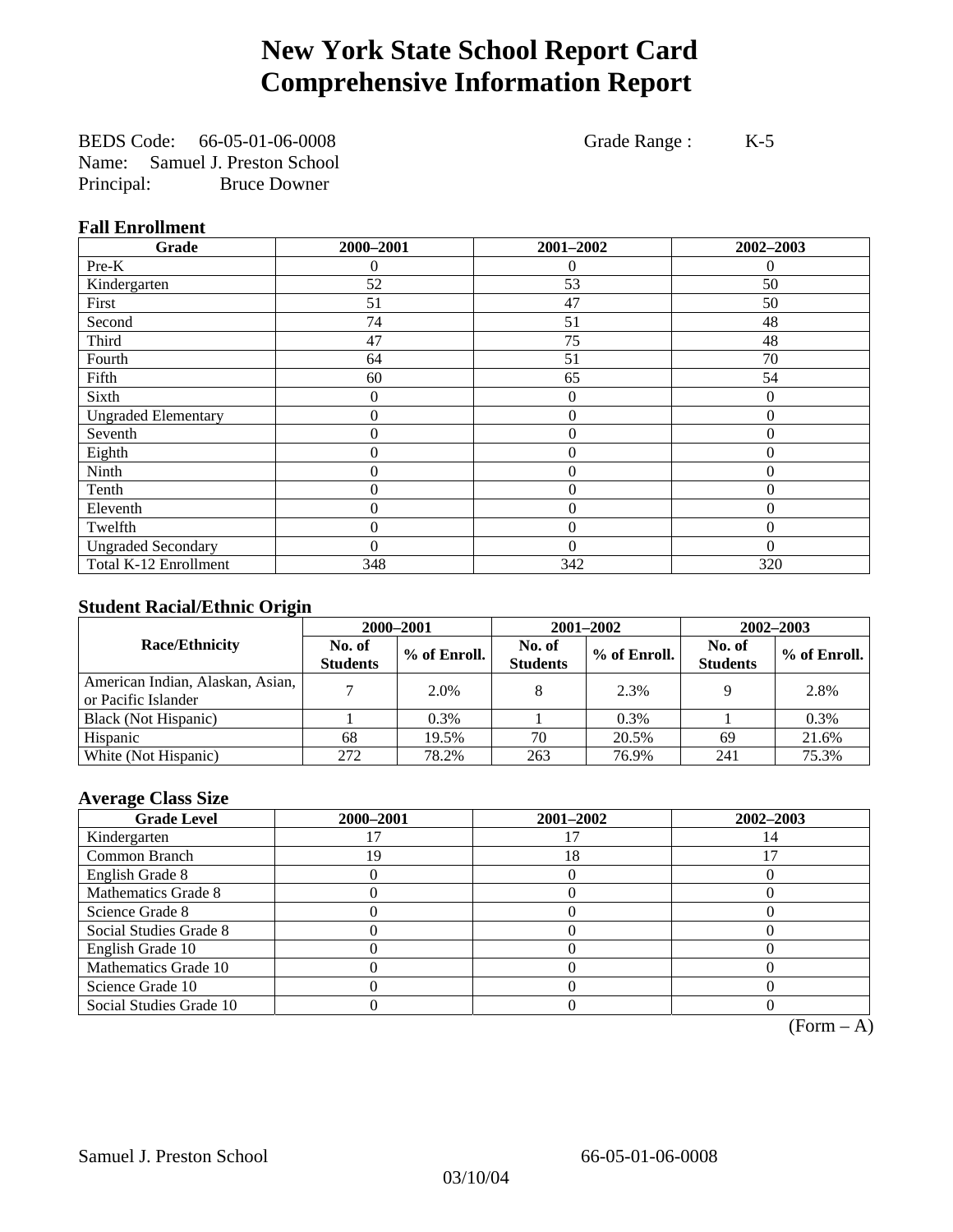# New York State School Report Card
# Comprehensive Information Report

BEDS Code: 66-05-01-06-0008 Grade Range : K-5
Name: Samuel J. Preston School
Principal: Bruce Downer

### Fall Enrollment

| Grade | 2000–2001 | 2001–2002 | 2002–2003 |
|---|---|---|---|
| Pre-K | 0 | 0 | 0 |
| Kindergarten | 52 | 53 | 50 |
| First | 51 | 47 | 50 |
| Second | 74 | 51 | 48 |
| Third | 47 | 75 | 48 |
| Fourth | 64 | 51 | 70 |
| Fifth | 60 | 65 | 54 |
| Sixth | 0 | 0 | 0 |
| Ungraded Elementary | 0 | 0 | 0 |
| Seventh | 0 | 0 | 0 |
| Eighth | 0 | 0 | 0 |
| Ninth | 0 | 0 | 0 |
| Tenth | 0 | 0 | 0 |
| Eleventh | 0 | 0 | 0 |
| Twelfth | 0 | 0 | 0 |
| Ungraded Secondary | 0 | 0 | 0 |
| Total K-12 Enrollment | 348 | 342 | 320 |

### Student Racial/Ethnic Origin

| Race/Ethnicity | 2000–2001 | | 2001–2002 | | 2002–2003 | |
|---|---|---|---|---|---|---|
| | No. of Students | % of Enroll. | No. of Students | % of Enroll. | No. of Students | % of Enroll. |
| American Indian, Alaskan, Asian, or Pacific Islander | 7 | 2.0% | 8 | 2.3% | 9 | 2.8% |
| Black (Not Hispanic) | 1 | 0.3% | 1 | 0.3% | 1 | 0.3% |
| Hispanic | 68 | 19.5% | 70 | 20.5% | 69 | 21.6% |
| White (Not Hispanic) | 272 | 78.2% | 263 | 76.9% | 241 | 75.3% |

### Average Class Size

| Grade Level | 2000–2001 | 2001–2002 | 2002–2003 |
|---|---|---|---|
| Kindergarten | 17 | 17 | 14 |
| Common Branch | 19 | 18 | 17 |
| English Grade 8 | 0 | 0 | 0 |
| Mathematics Grade 8 | 0 | 0 | 0 |
| Science Grade 8 | 0 | 0 | 0 |
| Social Studies Grade 8 | 0 | 0 | 0 |
| English Grade 10 | 0 | 0 | 0 |
| Mathematics Grade 10 | 0 | 0 | 0 |
| Science Grade 10 | 0 | 0 | 0 |
| Social Studies Grade 10 | 0 | 0 | 0 |

(Form – A)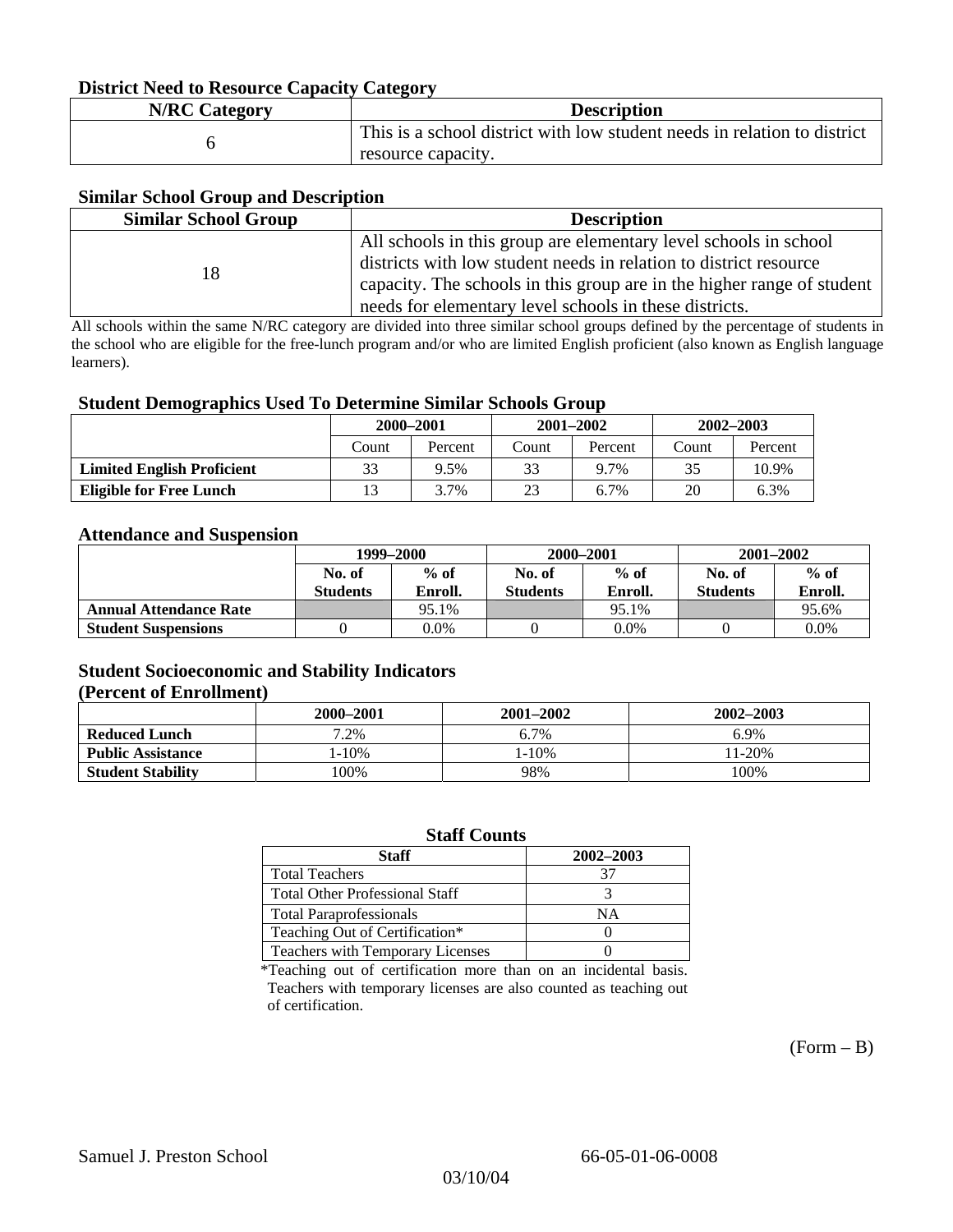### District Need to Resource Capacity Category

| N/RC Category | Description |
|---|---|
| 6 | This is a school district with low student needs in relation to district resource capacity. |

### Similar School Group and Description

| Similar School Group | Description |
|---|---|
| 18 | All schools in this group are elementary level schools in school districts with low student needs in relation to district resource capacity. The schools in this group are in the higher range of student needs for elementary level schools in these districts. |

All schools within the same N/RC category are divided into three similar school groups defined by the percentage of students in the school who are eligible for the free-lunch program and/or who are limited English proficient (also known as English language learners).

### Student Demographics Used To Determine Similar Schools Group

| | 2000–2001 | | 2001–2002 | | 2002–2003 | |
|---|---|---|---|---|---|---|
| | Count | Percent | Count | Percent | Count | Percent |
| **Limited English Proficient** | 33 | 9.5% | 33 | 9.7% | 35 | 10.9% |
| **Eligible for Free Lunch** | 13 | 3.7% | 23 | 6.7% | 20 | 6.3% |

### Attendance and Suspension

| | 1999–2000 | | 2000–2001 | | 2001–2002 | |
|---|---|---|---|---|---|---|
| | No. of Students | % of Enroll. | No. of Students | % of Enroll. | No. of Students | % of Enroll. |
| **Annual Attendance Rate** | | 95.1% | | 95.1% | | 95.6% |
| **Student Suspensions** | 0 | 0.0% | 0 | 0.0% | 0 | 0.0% |

### Student Socioeconomic and Stability Indicators (Percent of Enrollment)

| | 2000–2001 | 2001–2002 | 2002–2003 |
|---|---|---|---|
| **Reduced Lunch** | 7.2% | 6.7% | 6.9% |
| **Public Assistance** | 1-10% | 1-10% | 11-20% |
| **Student Stability** | 100% | 98% | 100% |

### Staff Counts

| Staff | 2002–2003 |
|---|---|
| Total Teachers | 37 |
| Total Other Professional Staff | 3 |
| Total Paraprofessionals | NA |
| Teaching Out of Certification* | 0 |
| Teachers with Temporary Licenses | 0 |

*Teaching out of certification more than on an incidental basis. Teachers with temporary licenses are also counted as teaching out of certification.

(Form – B)

Samuel J. Preston School 66-05-01-06-0008

03/10/04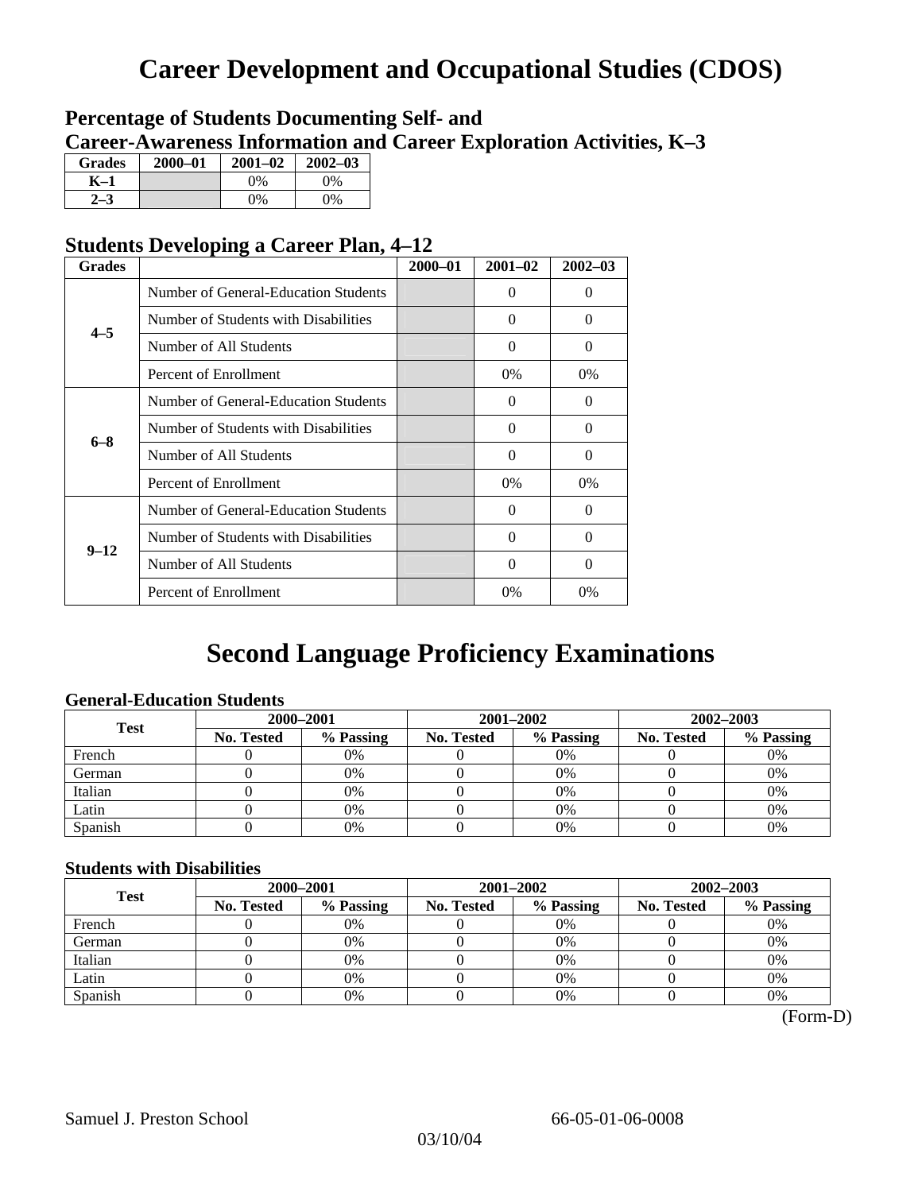# Career Development and Occupational Studies (CDOS)

## Percentage of Students Documenting Self- and Career-Awareness Information and Career Exploration Activities, K–3

| Grades | 2000–01 | 2001–02 | 2002–03 |
|---|---|---|---|
| K–1 | | 0% | 0% |
| 2–3 | | 0% | 0% |

## Students Developing a Career Plan, 4–12

| Grades | | 2000–01 | 2001–02 | 2002–03 |
|---|---|---|---|---|
| 4–5 | Number of General-Education Students | | 0 | 0 |
| | Number of Students with Disabilities | | 0 | 0 |
| | Number of All Students | | 0 | 0 |
| | Percent of Enrollment | | 0% | 0% |
| 6–8 | Number of General-Education Students | | 0 | 0 |
| | Number of Students with Disabilities | | 0 | 0 |
| | Number of All Students | | 0 | 0 |
| | Percent of Enrollment | | 0% | 0% |
| 9–12 | Number of General-Education Students | | 0 | 0 |
| | Number of Students with Disabilities | | 0 | 0 |
| | Number of All Students | | 0 | 0 |
| | Percent of Enrollment | | 0% | 0% |

# Second Language Proficiency Examinations

### General-Education Students

| Test | 2000–2001 | | 2001–2002 | | 2002–2003 | |
|---|---|---|---|---|---|---|
| | No. Tested | % Passing | No. Tested | % Passing | No. Tested | % Passing |
| French | 0 | 0% | 0 | 0% | 0 | 0% |
| German | 0 | 0% | 0 | 0% | 0 | 0% |
| Italian | 0 | 0% | 0 | 0% | 0 | 0% |
| Latin | 0 | 0% | 0 | 0% | 0 | 0% |
| Spanish | 0 | 0% | 0 | 0% | 0 | 0% |

### Students with Disabilities

| Test | 2000–2001 | | 2001–2002 | | 2002–2003 | |
|---|---|---|---|---|---|---|
| | No. Tested | % Passing | No. Tested | % Passing | No. Tested | % Passing |
| French | 0 | 0% | 0 | 0% | 0 | 0% |
| German | 0 | 0% | 0 | 0% | 0 | 0% |
| Italian | 0 | 0% | 0 | 0% | 0 | 0% |
| Latin | 0 | 0% | 0 | 0% | 0 | 0% |
| Spanish | 0 | 0% | 0 | 0% | 0 | 0% |

(Form-D)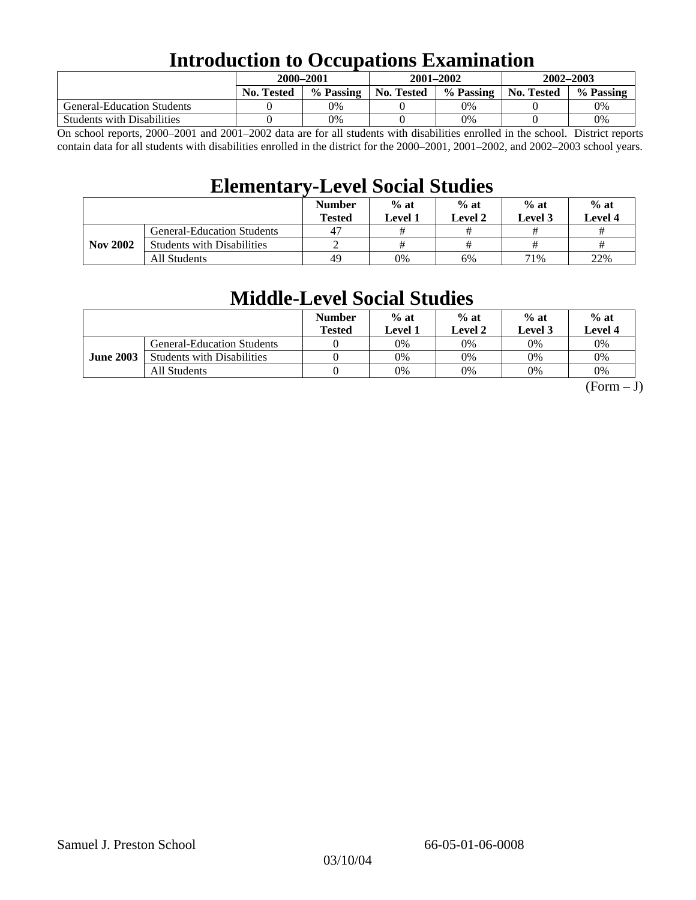# Introduction to Occupations Examination

| | 2000–2001 | | 2001–2002 | | 2002–2003 | |
|---|---|---|---|---|---|---|
| | No. Tested | % Passing | No. Tested | % Passing | No. Tested | % Passing |
| General-Education Students | 0 | 0% | 0 | 0% | 0 | 0% |
| Students with Disabilities | 0 | 0% | 0 | 0% | 0 | 0% |

On school reports, 2000–2001 and 2001–2002 data are for all students with disabilities enrolled in the school. District reports contain data for all students with disabilities enrolled in the district for the 2000–2001, 2001–2002, and 2002–2003 school years.

# Elementary-Level Social Studies

| | | Number Tested | % at Level 1 | % at Level 2 | % at Level 3 | % at Level 4 |
|---|---|---|---|---|---|---|
| Nov 2002 | General-Education Students | 47 | # | # | # | # |
| | Students with Disabilities | 2 | # | # | # | # |
| | All Students | 49 | 0% | 6% | 71% | 22% |

# Middle-Level Social Studies

| | | Number Tested | % at Level 1 | % at Level 2 | % at Level 3 | % at Level 4 |
|---|---|---|---|---|---|---|
| June 2003 | General-Education Students | 0 | 0% | 0% | 0% | 0% |
| | Students with Disabilities | 0 | 0% | 0% | 0% | 0% |
| | All Students | 0 | 0% | 0% | 0% | 0% |

(Form – J)